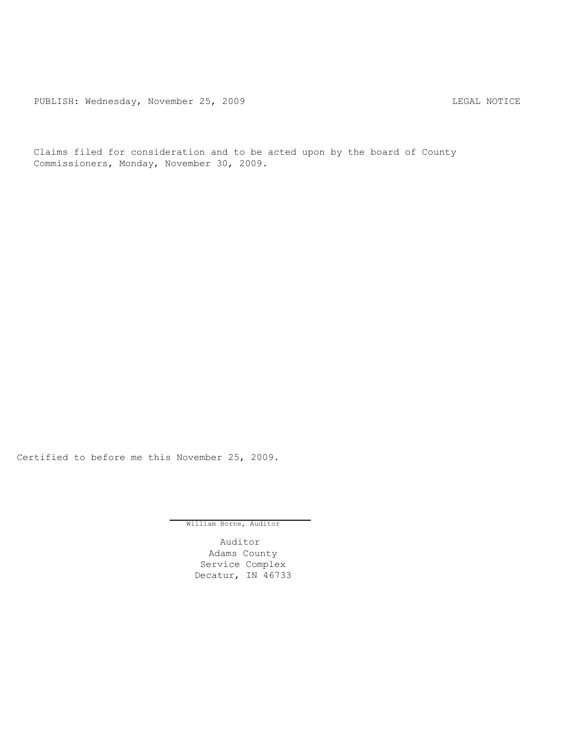PUBLISH: Wednesday, November 25, 2009 LEGAL NOTICE

Claims filed for consideration and to be acted upon by the board of County Commissioners, Monday, November 30, 2009.

Certified to before me this November 25, 2009.

William Borne, Auditor

Auditor
Adams County
Service Complex
Decatur, IN 46733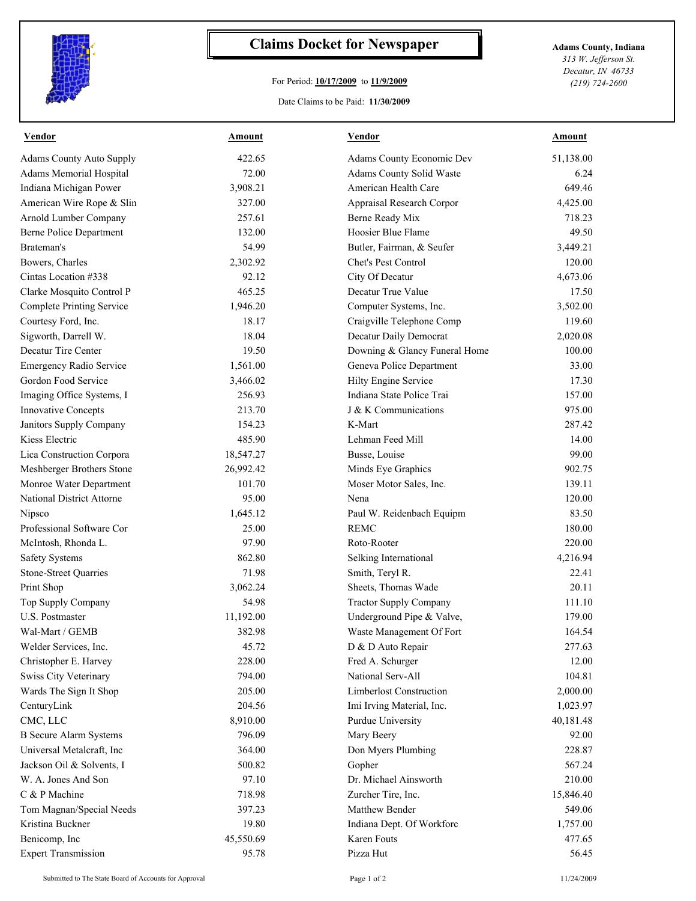# Claims Docket for Newspaper

For Period: **10/17/2009** to **11/9/2009**

Date Claims to be Paid: **11/30/2009**

**Adams County, Indiana**
*313 W. Jefferson St.*
*Decatur, IN 46733*
*(219) 724-2600*

| Vendor | Amount | Vendor | Amount |
|---|---|---|---|
| Adams County Auto Supply | 422.65 | Adams County Economic Dev | 51,138.00 |
| Adams Memorial Hospital | 72.00 | Adams County Solid Waste | 6.24 |
| Indiana Michigan Power | 3,908.21 | American Health Care | 649.46 |
| American Wire Rope & Slin | 327.00 | Appraisal Research Corpor | 4,425.00 |
| Arnold Lumber Company | 257.61 | Berne Ready Mix | 718.23 |
| Berne Police Department | 132.00 | Hoosier Blue Flame | 49.50 |
| Brateman's | 54.99 | Butler, Fairman, & Seufer | 3,449.21 |
| Bowers, Charles | 2,302.92 | Chet's Pest Control | 120.00 |
| Cintas Location #338 | 92.12 | City Of Decatur | 4,673.06 |
| Clarke Mosquito Control P | 465.25 | Decatur True Value | 17.50 |
| Complete Printing Service | 1,946.20 | Computer Systems, Inc. | 3,502.00 |
| Courtesy Ford, Inc. | 18.17 | Craigville Telephone Comp | 119.60 |
| Sigworth, Darrell W. | 18.04 | Decatur Daily Democrat | 2,020.08 |
| Decatur Tire Center | 19.50 | Downing & Glancy Funeral Home | 100.00 |
| Emergency Radio Service | 1,561.00 | Geneva Police Department | 33.00 |
| Gordon Food Service | 3,466.02 | Hilty Engine Service | 17.30 |
| Imaging Office Systems, I | 256.93 | Indiana State Police Trai | 157.00 |
| Innovative Concepts | 213.70 | J & K Communications | 975.00 |
| Janitors Supply Company | 154.23 | K-Mart | 287.42 |
| Kiess Electric | 485.90 | Lehman Feed Mill | 14.00 |
| Lica Construction Corpora | 18,547.27 | Busse, Louise | 99.00 |
| Meshberger Brothers Stone | 26,992.42 | Minds Eye Graphics | 902.75 |
| Monroe Water Department | 101.70 | Moser Motor Sales, Inc. | 139.11 |
| National District Attorne | 95.00 | Nena | 120.00 |
| Nipsco | 1,645.12 | Paul W. Reidenbach Equipm | 83.50 |
| Professional Software Cor | 25.00 | REMC | 180.00 |
| McIntosh, Rhonda L. | 97.90 | Roto-Rooter | 220.00 |
| Safety Systems | 862.80 | Selking International | 4,216.94 |
| Stone-Street Quarries | 71.98 | Smith, Teryl R. | 22.41 |
| Print Shop | 3,062.24 | Sheets, Thomas Wade | 20.11 |
| Top Supply Company | 54.98 | Tractor Supply Company | 111.10 |
| U.S. Postmaster | 11,192.00 | Underground Pipe & Valve, | 179.00 |
| Wal-Mart / GEMB | 382.98 | Waste Management Of Fort | 164.54 |
| Welder Services, Inc. | 45.72 | D & D Auto Repair | 277.63 |
| Christopher E. Harvey | 228.00 | Fred A. Schurger | 12.00 |
| Swiss City Veterinary | 794.00 | National Serv-All | 104.81 |
| Wards The Sign It Shop | 205.00 | Limberlost Construction | 2,000.00 |
| CenturyLink | 204.56 | Imi Irving Material, Inc. | 1,023.97 |
| CMC, LLC | 8,910.00 | Purdue University | 40,181.48 |
| B Secure Alarm Systems | 796.09 | Mary Beery | 92.00 |
| Universal Metalcraft, Inc | 364.00 | Don Myers Plumbing | 228.87 |
| Jackson Oil & Solvents, I | 500.82 | Gopher | 567.24 |
| W. A. Jones And Son | 97.10 | Dr. Michael Ainsworth | 210.00 |
| C & P Machine | 718.98 | Zurcher Tire, Inc. | 15,846.40 |
| Tom Magnan/Special Needs | 397.23 | Matthew Bender | 549.06 |
| Kristina Buckner | 19.80 | Indiana Dept. Of Workforc | 1,757.00 |
| Benicomp, Inc | 45,550.69 | Karen Fouts | 477.65 |
| Expert Transmission | 95.78 | Pizza Hut | 56.45 |

Submitted to The State Board of Accounts for Approval

11/24/2009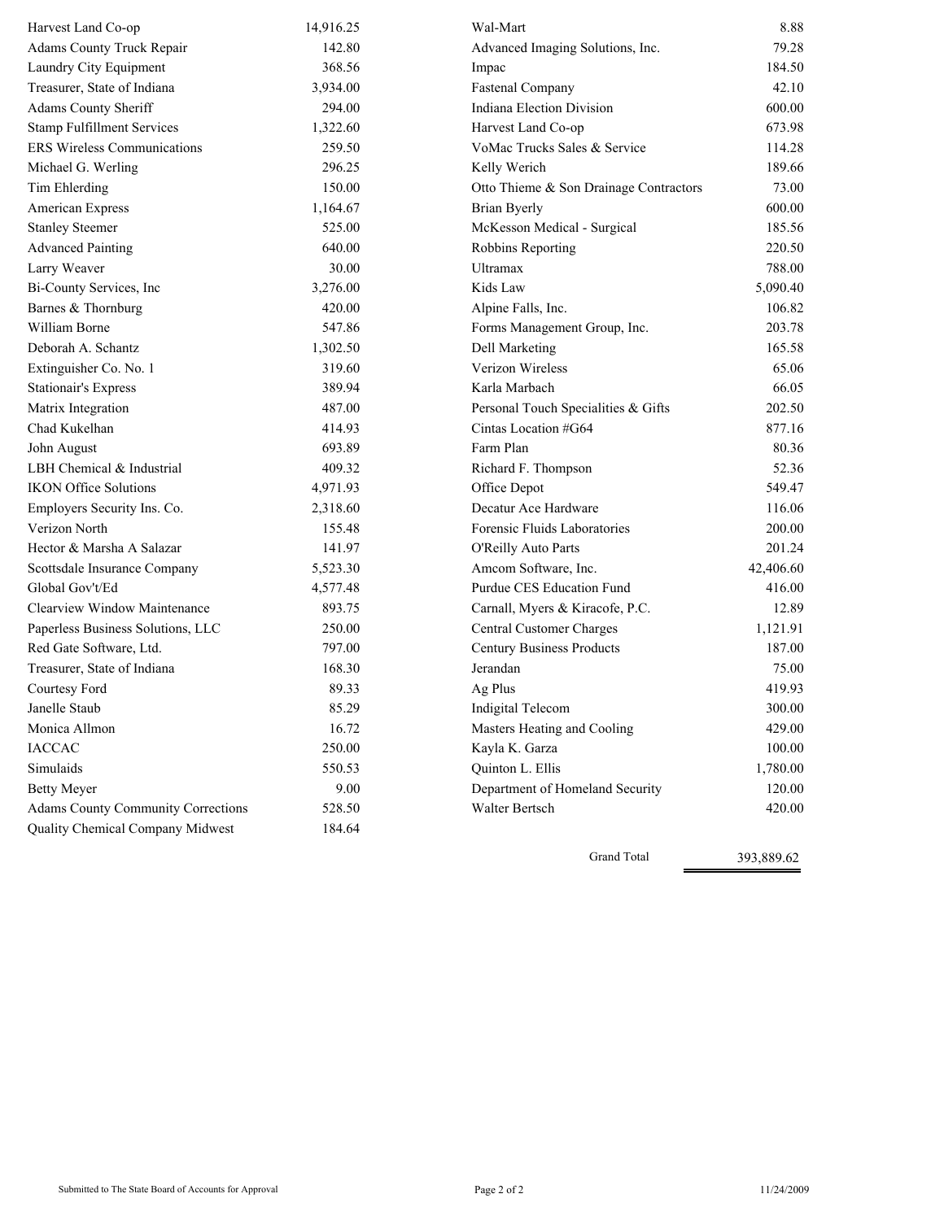| | |
|---|---|
| Harvest Land Co-op | 14,916.25 |
| Adams County Truck Repair | 142.80 |
| Laundry City Equipment | 368.56 |
| Treasurer, State of Indiana | 3,934.00 |
| Adams County Sheriff | 294.00 |
| Stamp Fulfillment Services | 1,322.60 |
| ERS Wireless Communications | 259.50 |
| Michael G. Werling | 296.25 |
| Tim Ehlerding | 150.00 |
| American Express | 1,164.67 |
| Stanley Steemer | 525.00 |
| Advanced Painting | 640.00 |
| Larry Weaver | 30.00 |
| Bi-County Services, Inc | 3,276.00 |
| Barnes & Thornburg | 420.00 |
| William Borne | 547.86 |
| Deborah A. Schantz | 1,302.50 |
| Extinguisher Co. No. 1 | 319.60 |
| Stationair's Express | 389.94 |
| Matrix Integration | 487.00 |
| Chad Kukelhan | 414.93 |
| John August | 693.89 |
| LBH Chemical & Industrial | 409.32 |
| IKON Office Solutions | 4,971.93 |
| Employers Security Ins. Co. | 2,318.60 |
| Verizon North | 155.48 |
| Hector & Marsha A Salazar | 141.97 |
| Scottsdale Insurance Company | 5,523.30 |
| Global Gov't/Ed | 4,577.48 |
| Clearview Window Maintenance | 893.75 |
| Paperless Business Solutions, LLC | 250.00 |
| Red Gate Software, Ltd. | 797.00 |
| Treasurer, State of Indiana | 168.30 |
| Courtesy Ford | 89.33 |
| Janelle Staub | 85.29 |
| Monica Allmon | 16.72 |
| IACCAC | 250.00 |
| Simulaids | 550.53 |
| Betty Meyer | 9.00 |
| Adams County Community Corrections | 528.50 |
| Quality Chemical Company Midwest | 184.64 |
| Wal-Mart | 8.88 |
| Advanced Imaging Solutions, Inc. | 79.28 |
| Impac | 184.50 |
| Fastenal Company | 42.10 |
| Indiana Election Division | 600.00 |
| Harvest Land Co-op | 673.98 |
| VoMac Trucks Sales & Service | 114.28 |
| Kelly Werich | 189.66 |
| Otto Thieme & Son Drainage Contractors | 73.00 |
| Brian Byerly | 600.00 |
| McKesson Medical - Surgical | 185.56 |
| Robbins Reporting | 220.50 |
| Ultramax | 788.00 |
| Kids Law | 5,090.40 |
| Alpine Falls, Inc. | 106.82 |
| Forms Management Group, Inc. | 203.78 |
| Dell Marketing | 165.58 |
| Verizon Wireless | 65.06 |
| Karla Marbach | 66.05 |
| Personal Touch Specialities & Gifts | 202.50 |
| Cintas Location #G64 | 877.16 |
| Farm Plan | 80.36 |
| Richard F. Thompson | 52.36 |
| Office Depot | 549.47 |
| Decatur Ace Hardware | 116.06 |
| Forensic Fluids Laboratories | 200.00 |
| O'Reilly Auto Parts | 201.24 |
| Amcom Software, Inc. | 42,406.60 |
| Purdue CES Education Fund | 416.00 |
| Carnall, Myers & Kiracofe, P.C. | 12.89 |
| Central Customer Charges | 1,121.91 |
| Century Business Products | 187.00 |
| Jerandan | 75.00 |
| Ag Plus | 419.93 |
| Indigital Telecom | 300.00 |
| Masters Heating and Cooling | 429.00 |
| Kayla K. Garza | 100.00 |
| Quinton L. Ellis | 1,780.00 |
| Department of Homeland Security | 120.00 |
| Walter Bertsch | 420.00 |
| Grand Total | 393,889.62 |

Submitted to The State Board of Accounts for Approval

11/24/2009